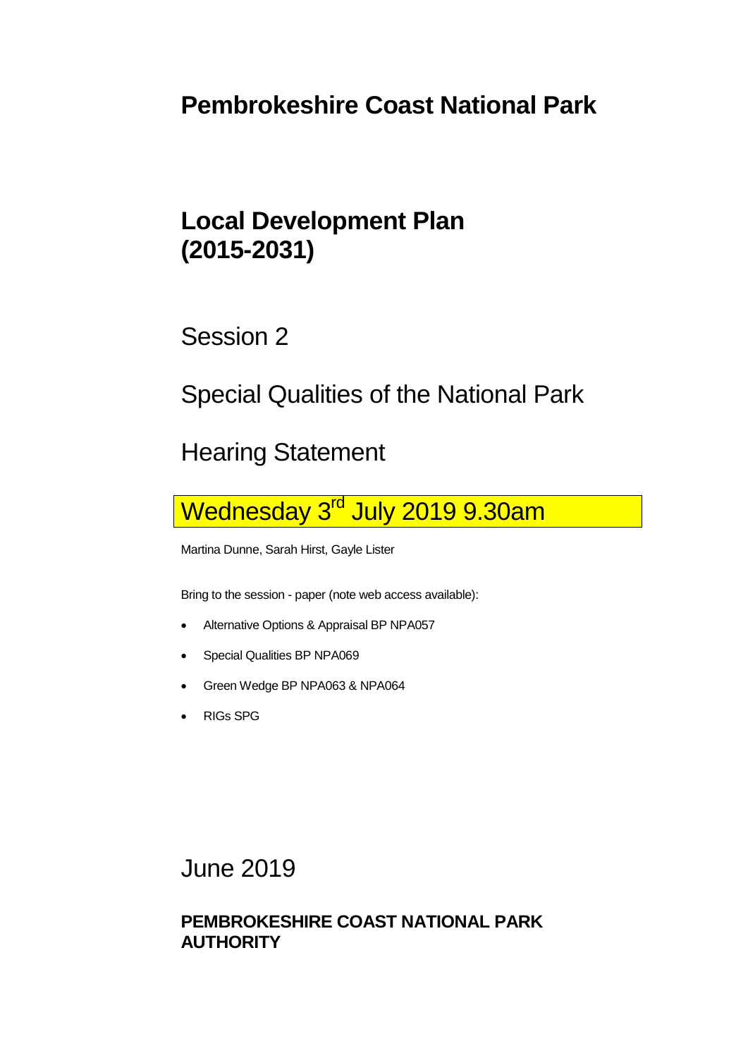# Pembrokeshire Coast National Park

## Local Development Plan (2015-2031)

Session 2

Special Qualities of the National Park

Hearing Statement

Wednesday 3rd July 2019 9.30am

Martina Dunne, Sarah Hirst, Gayle Lister

Bring to the session - paper (note web access available):

- Alternative Options & Appraisal BP NPA057
- Special Qualities BP NPA069
- Green Wedge BP NPA063 & NPA064
- RIGs SPG

June 2019

**PEMBROKESHIRE COAST NATIONAL PARK AUTHORITY**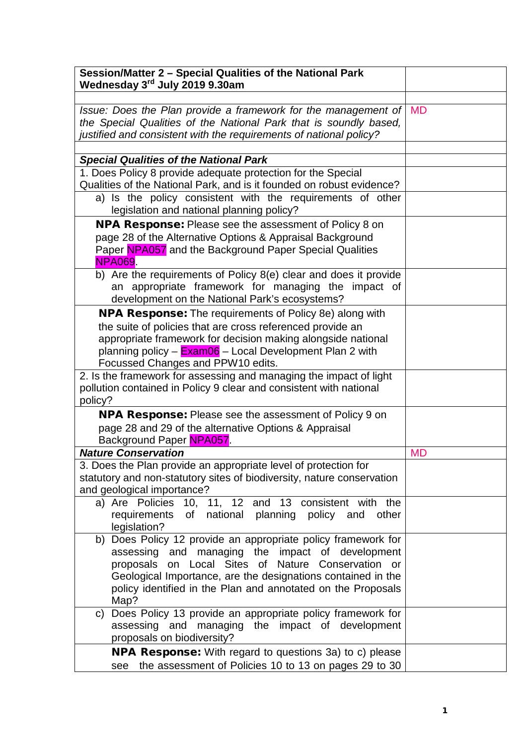| Session/Matter 2 – Special Qualities of the National Park Wednesday 3rd July 2019 9.30am | |
|---|---|
| | |
| *Issue: Does the Plan provide a framework for the management of the Special Qualities of the National Park that is soundly based, justified and consistent with the requirements of national policy?* | MD |
| | |
| ***Special Qualities of the National Park*** | |
| 1. Does Policy 8 provide adequate protection for the Special Qualities of the National Park, and is it founded on robust evidence? | |
| a) Is the policy consistent with the requirements of other legislation and national planning policy? | |
| **NPA Response:** Please see the assessment of Policy 8 on page 28 of the Alternative Options & Appraisal Background Paper NPA057 and the Background Paper Special Qualities NPA069. | |
| b) Are the requirements of Policy 8(e) clear and does it provide an appropriate framework for managing the impact of development on the National Park's ecosystems? | |
| **NPA Response:** The requirements of Policy 8e) along with the suite of policies that are cross referenced provide an appropriate framework for decision making alongside national planning policy – Exam06 – Local Development Plan 2 with Focussed Changes and PPW10 edits. | |
| 2. Is the framework for assessing and managing the impact of light pollution contained in Policy 9 clear and consistent with national policy? | |
| **NPA Response:** Please see the assessment of Policy 9 on page 28 and 29 of the alternative Options & Appraisal Background Paper NPA057. | |
| ***Nature Conservation*** | MD |
| 3. Does the Plan provide an appropriate level of protection for statutory and non-statutory sites of biodiversity, nature conservation and geological importance? | |
| a) Are Policies 10, 11, 12 and 13 consistent with the requirements of national planning policy and other legislation? | |
| b) Does Policy 12 provide an appropriate policy framework for assessing and managing the impact of development proposals on Local Sites of Nature Conservation or Geological Importance, are the designations contained in the policy identified in the Plan and annotated on the Proposals Map? | |
| c) Does Policy 13 provide an appropriate policy framework for assessing and managing the impact of development proposals on biodiversity? | |
| **NPA Response:** With regard to questions 3a) to c) please see the assessment of Policies 10 to 13 on pages 29 to 30 | |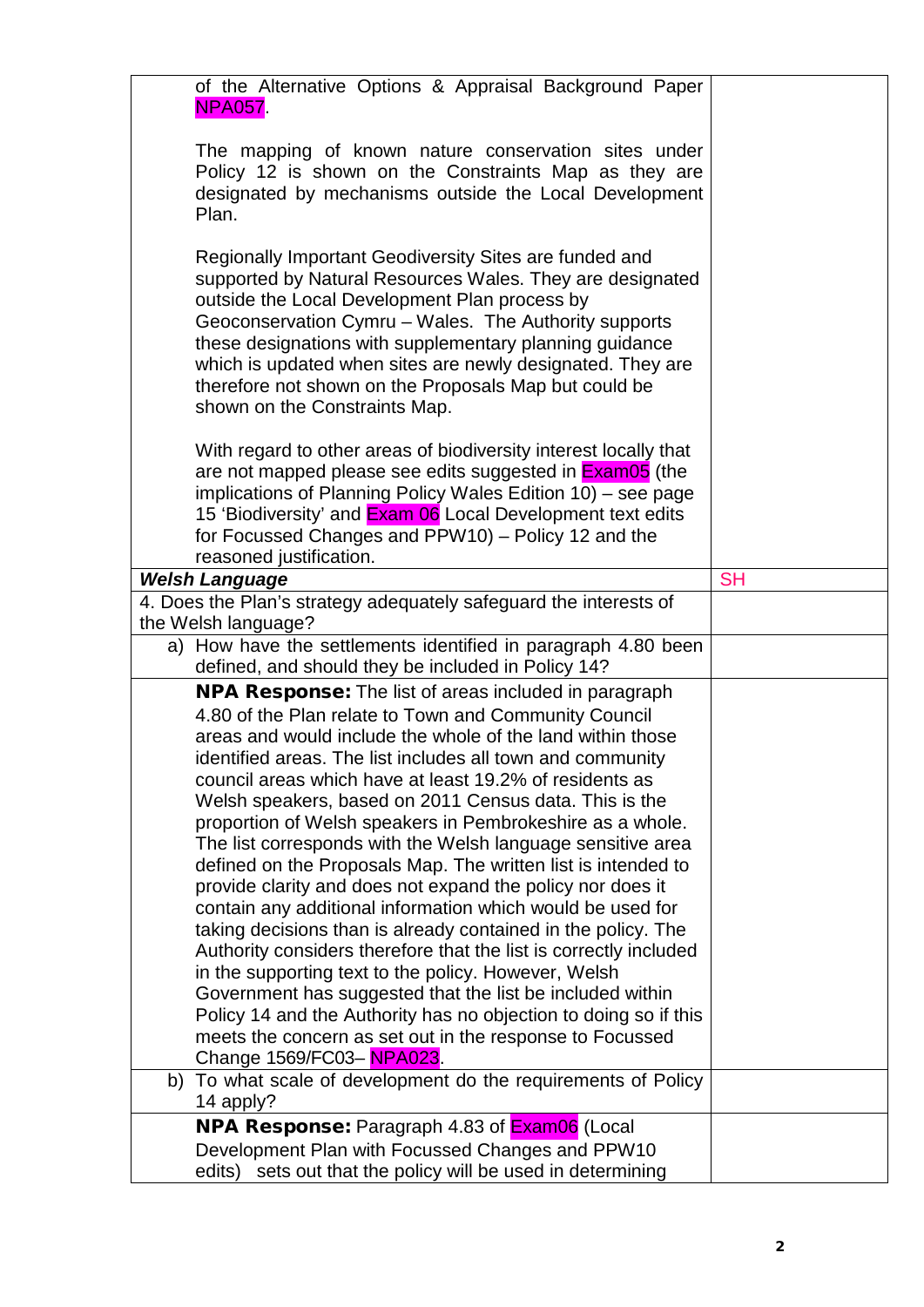| | |
|---|---|
| of the Alternative Options & Appraisal Background Paper NPA057.<br><br>The mapping of known nature conservation sites under Policy 12 is shown on the Constraints Map as they are designated by mechanisms outside the Local Development Plan.<br><br>Regionally Important Geodiversity Sites are funded and supported by Natural Resources Wales. They are designated outside the Local Development Plan process by Geoconservation Cymru – Wales. The Authority supports these designations with supplementary planning guidance which is updated when sites are newly designated. They are therefore not shown on the Proposals Map but could be shown on the Constraints Map.<br><br>With regard to other areas of biodiversity interest locally that are not mapped please see edits suggested in Exam05 (the implications of Planning Policy Wales Edition 10) – see page 15 'Biodiversity' and Exam 06 Local Development text edits for Focussed Changes and PPW10) – Policy 12 and the reasoned justification. | |
| ***Welsh Language*** | SH |
| 4. Does the Plan's strategy adequately safeguard the interests of the Welsh language? | |
| a) How have the settlements identified in paragraph 4.80 been defined, and should they be included in Policy 14? | |
| **NPA Response:** The list of areas included in paragraph 4.80 of the Plan relate to Town and Community Council areas and would include the whole of the land within those identified areas. The list includes all town and community council areas which have at least 19.2% of residents as Welsh speakers, based on 2011 Census data. This is the proportion of Welsh speakers in Pembrokeshire as a whole. The list corresponds with the Welsh language sensitive area defined on the Proposals Map. The written list is intended to provide clarity and does not expand the policy nor does it contain any additional information which would be used for taking decisions than is already contained in the policy. The Authority considers therefore that the list is correctly included in the supporting text to the policy. However, Welsh Government has suggested that the list be included within Policy 14 and the Authority has no objection to doing so if this meets the concern as set out in the response to Focussed Change 1569/FC03– NPA023. | |
| b) To what scale of development do the requirements of Policy 14 apply? | |
| **NPA Response:** Paragraph 4.83 of Exam06 (Local Development Plan with Focussed Changes and PPW10 edits) sets out that the policy will be used in determining | |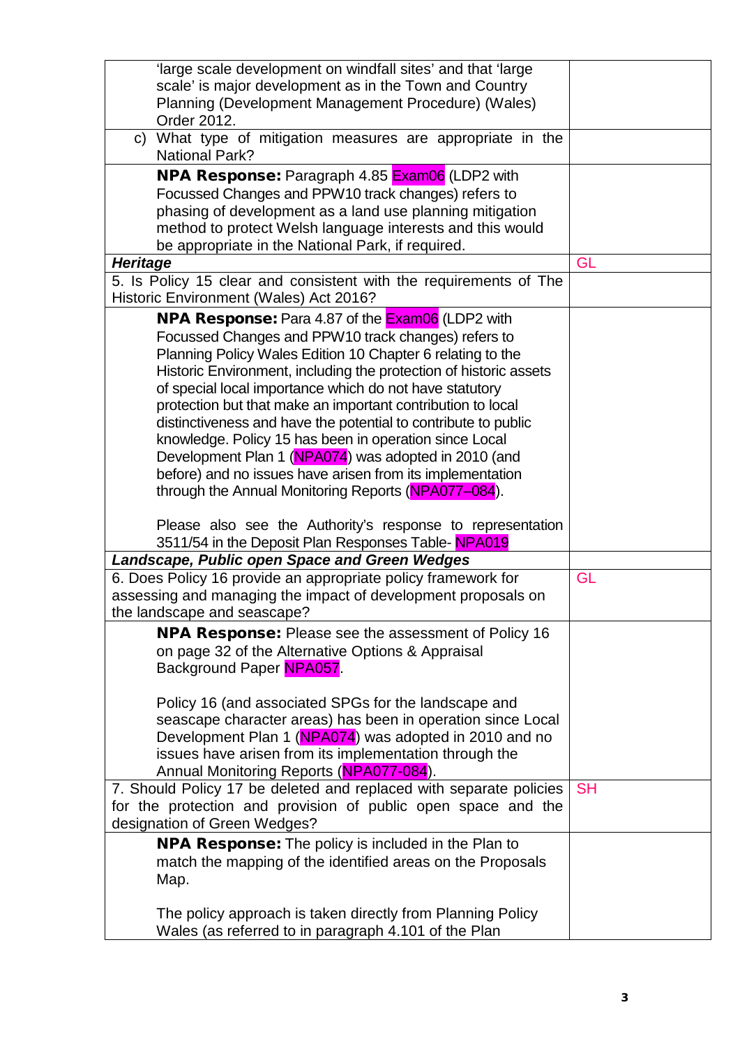| | |
|---|---|
| 'large scale development on windfall sites' and that 'large scale' is major development as in the Town and Country Planning (Development Management Procedure) (Wales) Order 2012. | |
| c) What type of mitigation measures are appropriate in the National Park? | |
| **NPA Response:** Paragraph 4.85 Exam06 (LDP2 with Focussed Changes and PPW10 track changes) refers to phasing of development as a land use planning mitigation method to protect Welsh language interests and this would be appropriate in the National Park, if required. | |
| ***Heritage*** | GL |
| 5. Is Policy 15 clear and consistent with the requirements of The Historic Environment (Wales) Act 2016? | |
| **NPA Response:** Para 4.87 of the Exam06 (LDP2 with Focussed Changes and PPW10 track changes) refers to Planning Policy Wales Edition 10 Chapter 6 relating to the Historic Environment, including the protection of historic assets of special local importance which do not have statutory protection but that make an important contribution to local distinctiveness and have the potential to contribute to public knowledge. Policy 15 has been in operation since Local Development Plan 1 (NPA074) was adopted in 2010 (and before) and no issues have arisen from its implementation through the Annual Monitoring Reports (NPA077–084).<br><br>Please also see the Authority's response to representation 3511/54 in the Deposit Plan Responses Table- NPA019 | |
| ***Landscape, Public open Space and Green Wedges*** | |
| 6. Does Policy 16 provide an appropriate policy framework for assessing and managing the impact of development proposals on the landscape and seascape? | GL |
| **NPA Response:** Please see the assessment of Policy 16 on page 32 of the Alternative Options & Appraisal Background Paper NPA057.<br><br>Policy 16 (and associated SPGs for the landscape and seascape character areas) has been in operation since Local Development Plan 1 (NPA074) was adopted in 2010 and no issues have arisen from its implementation through the Annual Monitoring Reports (NPA077-084). | |
| 7. Should Policy 17 be deleted and replaced with separate policies for the protection and provision of public open space and the designation of Green Wedges? | SH |
| **NPA Response:** The policy is included in the Plan to match the mapping of the identified areas on the Proposals Map.<br><br>The policy approach is taken directly from Planning Policy Wales (as referred to in paragraph 4.101 of the Plan | |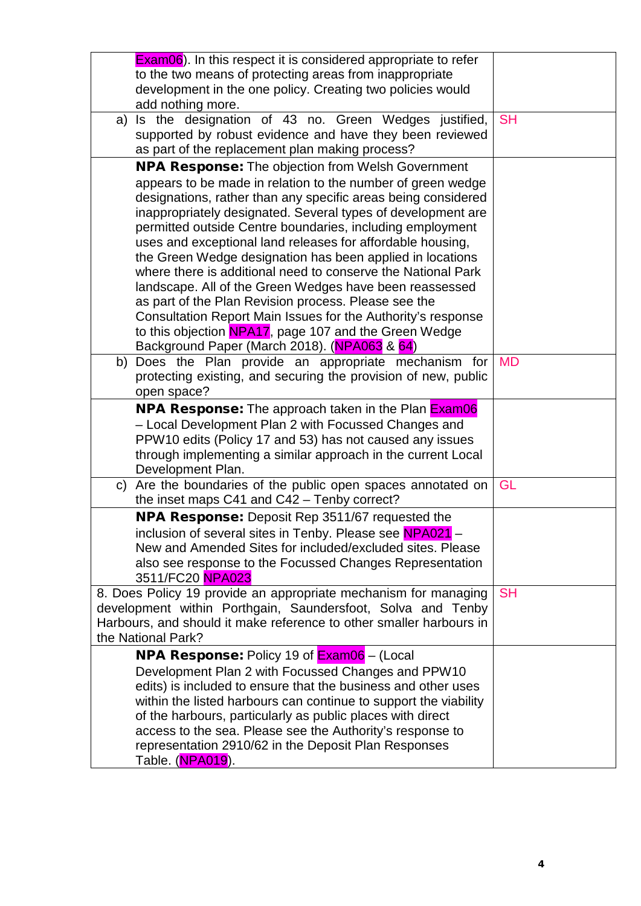| | |
|---|---|
| Exam06). In this respect it is considered appropriate to refer to the two means of protecting areas from inappropriate development in the one policy. Creating two policies would add nothing more. | |
| a) Is the designation of 43 no. Green Wedges justified, supported by robust evidence and have they been reviewed as part of the replacement plan making process? | SH |
| **NPA Response:** The objection from Welsh Government appears to be made in relation to the number of green wedge designations, rather than any specific areas being considered inappropriately designated. Several types of development are permitted outside Centre boundaries, including employment uses and exceptional land releases for affordable housing, the Green Wedge designation has been applied in locations where there is additional need to conserve the National Park landscape. All of the Green Wedges have been reassessed as part of the Plan Revision process. Please see the Consultation Report Main Issues for the Authority's response to this objection NPA17, page 107 and the Green Wedge Background Paper (March 2018). (NPA063 & 64) | |
| b) Does the Plan provide an appropriate mechanism for protecting existing, and securing the provision of new, public open space? | MD |
| **NPA Response:** The approach taken in the Plan Exam06 – Local Development Plan 2 with Focussed Changes and PPW10 edits (Policy 17 and 53) has not caused any issues through implementing a similar approach in the current Local Development Plan. | |
| c) Are the boundaries of the public open spaces annotated on the inset maps C41 and C42 – Tenby correct? | GL |
| **NPA Response:** Deposit Rep 3511/67 requested the inclusion of several sites in Tenby. Please see NPA021 – New and Amended Sites for included/excluded sites. Please also see response to the Focussed Changes Representation 3511/FC20 NPA023 | |
| 8. Does Policy 19 provide an appropriate mechanism for managing development within Porthgain, Saundersfoot, Solva and Tenby Harbours, and should it make reference to other smaller harbours in the National Park? | SH |
| **NPA Response:** Policy 19 of Exam06 – (Local Development Plan 2 with Focussed Changes and PPW10 edits) is included to ensure that the business and other uses within the listed harbours can continue to support the viability of the harbours, particularly as public places with direct access to the sea. Please see the Authority's response to representation 2910/62 in the Deposit Plan Responses Table. (NPA019). | |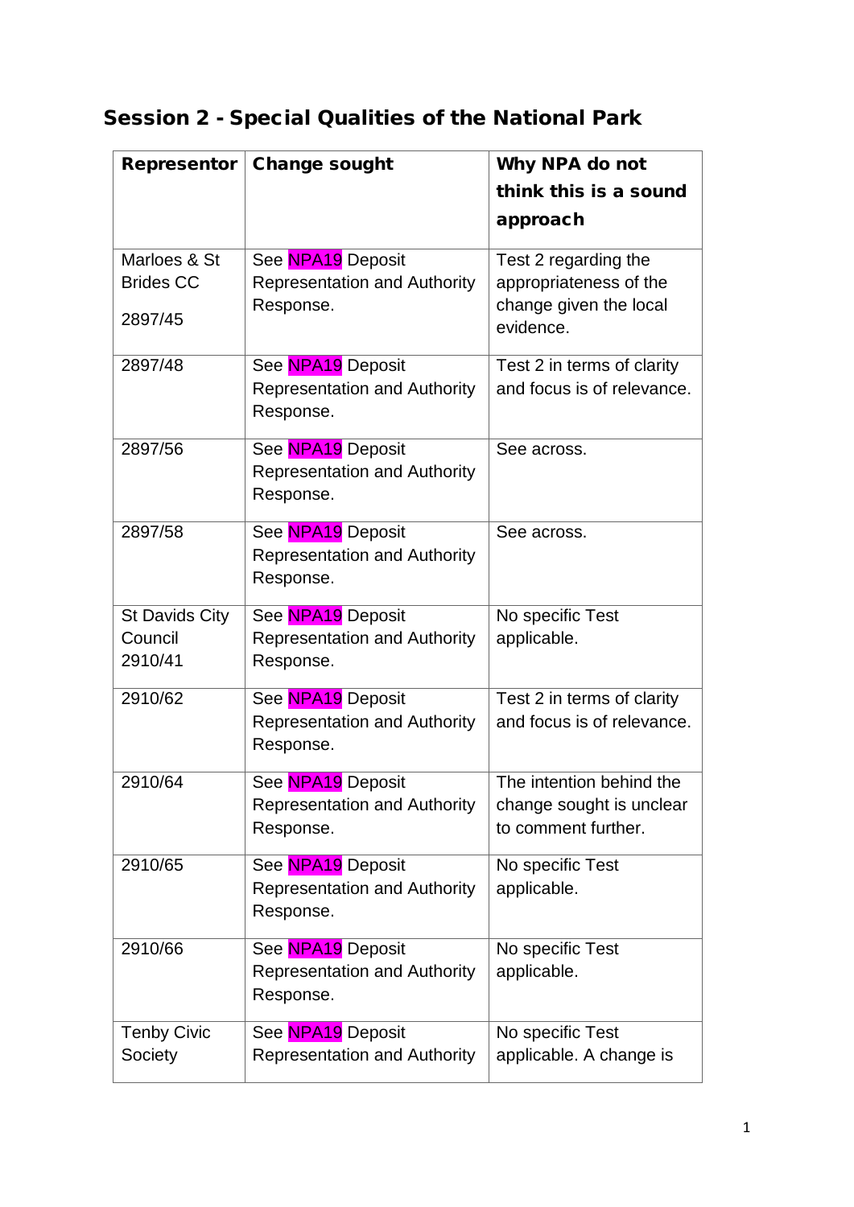## Session 2 - Special Qualities of the National Park

| Representor | Change sought | Why NPA do not think this is a sound approach |
|---|---|---|
| Marloes & St Brides CC 2897/45 | See NPA19 Deposit Representation and Authority Response. | Test 2 regarding the appropriateness of the change given the local evidence. |
| 2897/48 | See NPA19 Deposit Representation and Authority Response. | Test 2 in terms of clarity and focus is of relevance. |
| 2897/56 | See NPA19 Deposit Representation and Authority Response. | See across. |
| 2897/58 | See NPA19 Deposit Representation and Authority Response. | See across. |
| St Davids City Council 2910/41 | See NPA19 Deposit Representation and Authority Response. | No specific Test applicable. |
| 2910/62 | See NPA19 Deposit Representation and Authority Response. | Test 2 in terms of clarity and focus is of relevance. |
| 2910/64 | See NPA19 Deposit Representation and Authority Response. | The intention behind the change sought is unclear to comment further. |
| 2910/65 | See NPA19 Deposit Representation and Authority Response. | No specific Test applicable. |
| 2910/66 | See NPA19 Deposit Representation and Authority Response. | No specific Test applicable. |
| Tenby Civic Society | See NPA19 Deposit Representation and Authority | No specific Test applicable. A change is |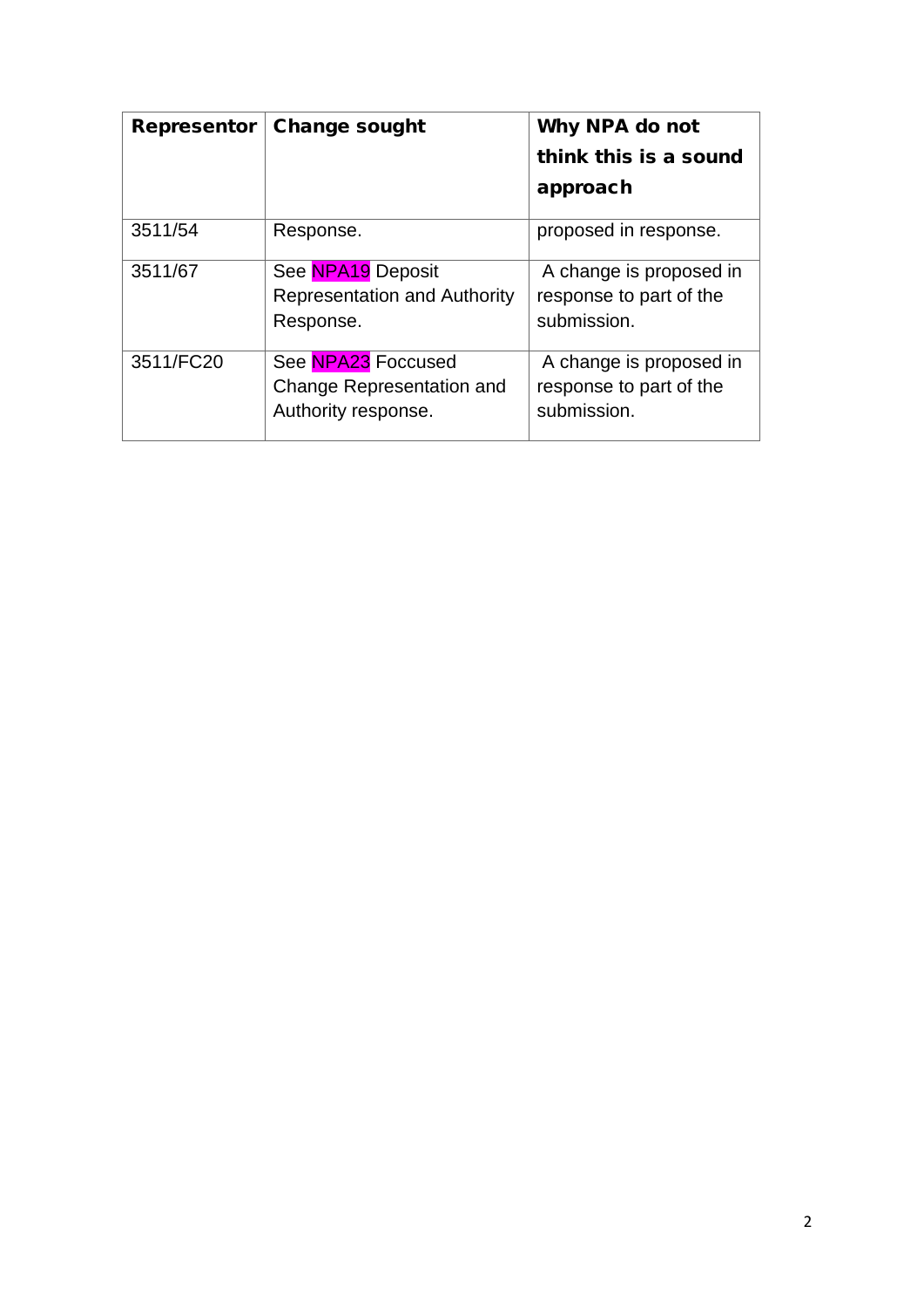| Representor | Change sought | Why NPA do not think this is a sound approach |
|---|---|---|
| 3511/54 | Response. | proposed in response. |
| 3511/67 | See NPA19 Deposit Representation and Authority Response. | A change is proposed in response to part of the submission. |
| 3511/FC20 | See NPA23 Foccused Change Representation and Authority response. | A change is proposed in response to part of the submission. |